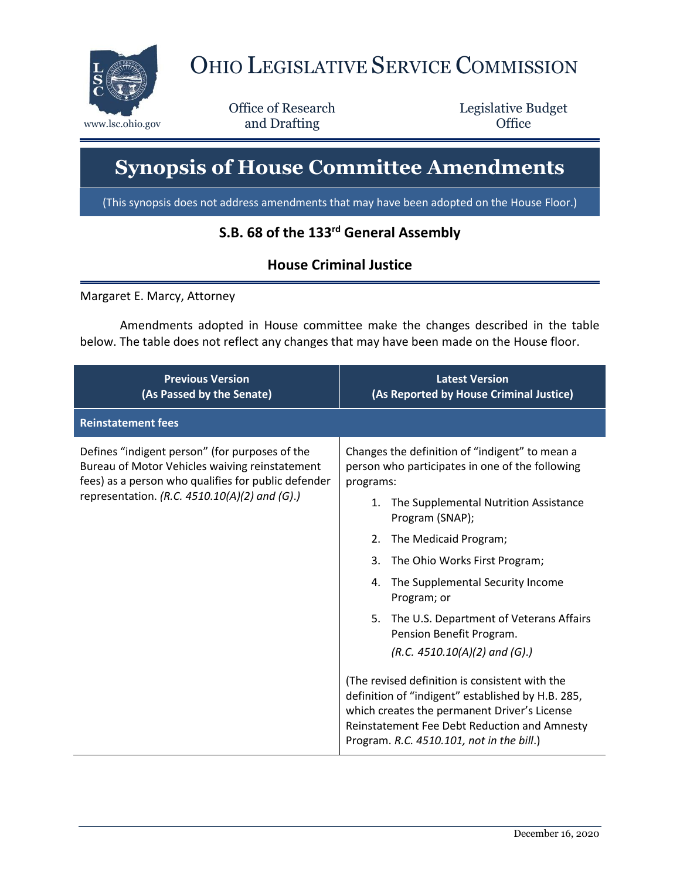# Ohio Legislative Service Commission

www.lsc.ohio.gov

Office of Research and Drafting

Legislative Budget Office

# Synopsis of House Committee Amendments

(This synopsis does not address amendments that may have been adopted on the House Floor.)

## S.B. 68 of the 133rd General Assembly

## House Criminal Justice

Margaret E. Marcy, Attorney

Amendments adopted in House committee make the changes described in the table below. The table does not reflect any changes that may have been made on the House floor.

| Previous Version (As Passed by the Senate) | Latest Version (As Reported by House Criminal Justice) |
|---|---|
| **Reinstatement fees** | |
| Defines "indigent person" (for purposes of the Bureau of Motor Vehicles waiving reinstatement fees) as a person who qualifies for public defender representation. *(R.C. 4510.10(A)(2) and (G).)* | Changes the definition of "indigent" to mean a person who participates in one of the following programs:<br>1. The Supplemental Nutrition Assistance Program (SNAP);<br>2. The Medicaid Program;<br>3. The Ohio Works First Program;<br>4. The Supplemental Security Income Program; or<br>5. The U.S. Department of Veterans Affairs Pension Benefit Program.<br>*(R.C. 4510.10(A)(2) and (G).)*<br><br>(The revised definition is consistent with the definition of "indigent" established by H.B. 285, which creates the permanent Driver's License Reinstatement Fee Debt Reduction and Amnesty Program. *R.C. 4510.101, not in the bill*.) |

December 16, 2020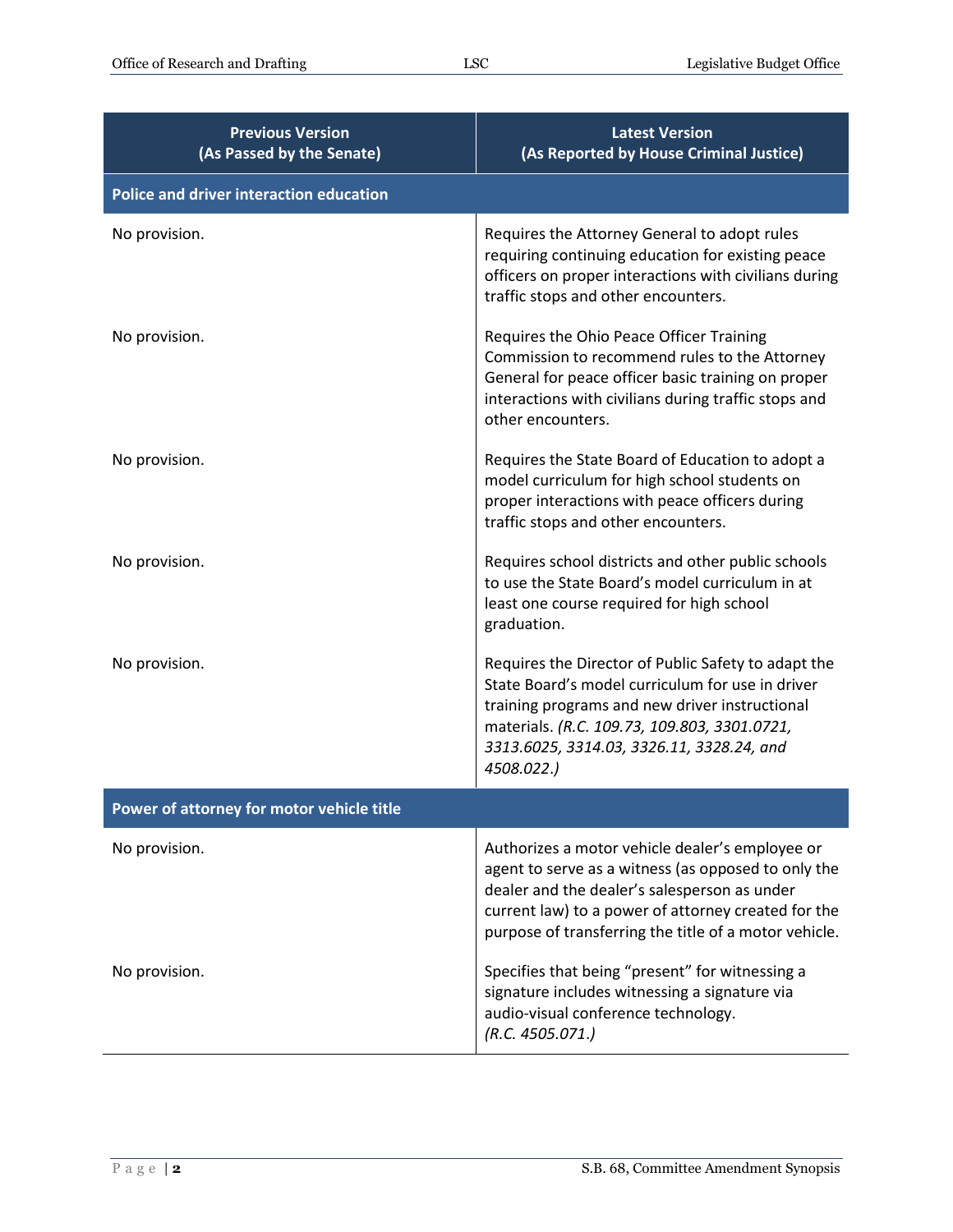| Previous Version (As Passed by the Senate) | Latest Version (As Reported by House Criminal Justice) |
|---|---|
| **Police and driver interaction education** | |
| No provision. | Requires the Attorney General to adopt rules requiring continuing education for existing peace officers on proper interactions with civilians during traffic stops and other encounters. |
| No provision. | Requires the Ohio Peace Officer Training Commission to recommend rules to the Attorney General for peace officer basic training on proper interactions with civilians during traffic stops and other encounters. |
| No provision. | Requires the State Board of Education to adopt a model curriculum for high school students on proper interactions with peace officers during traffic stops and other encounters. |
| No provision. | Requires school districts and other public schools to use the State Board's model curriculum in at least one course required for high school graduation. |
| No provision. | Requires the Director of Public Safety to adapt the State Board's model curriculum for use in driver training programs and new driver instructional materials. *(R.C. 109.73, 109.803, 3301.0721, 3313.6025, 3314.03, 3326.11, 3328.24, and 4508.022.)* |
| **Power of attorney for motor vehicle title** | |
| No provision. | Authorizes a motor vehicle dealer's employee or agent to serve as a witness (as opposed to only the dealer and the dealer's salesperson as under current law) to a power of attorney created for the purpose of transferring the title of a motor vehicle. |
| No provision. | Specifies that being "present" for witnessing a signature includes witnessing a signature via audio-visual conference technology. *(R.C. 4505.071.)* |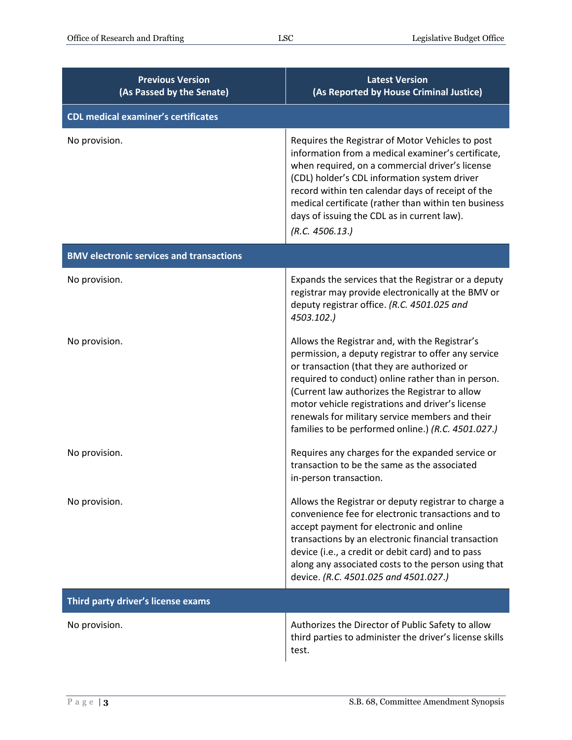| Previous Version (As Passed by the Senate) | Latest Version (As Reported by House Criminal Justice) |
|---|---|
| **CDL medical examiner's certificates** | |
| No provision. | Requires the Registrar of Motor Vehicles to post information from a medical examiner's certificate, when required, on a commercial driver's license (CDL) holder's CDL information system driver record within ten calendar days of receipt of the medical certificate (rather than within ten business days of issuing the CDL as in current law). *(R.C. 4506.13.)* |
| **BMV electronic services and transactions** | |
| No provision. | Expands the services that the Registrar or a deputy registrar may provide electronically at the BMV or deputy registrar office. *(R.C. 4501.025 and 4503.102.)* |
| No provision. | Allows the Registrar and, with the Registrar's permission, a deputy registrar to offer any service or transaction (that they are authorized or required to conduct) online rather than in person. (Current law authorizes the Registrar to allow motor vehicle registrations and driver's license renewals for military service members and their families to be performed online.) *(R.C. 4501.027.)* |
| No provision. | Requires any charges for the expanded service or transaction to be the same as the associated in-person transaction. |
| No provision. | Allows the Registrar or deputy registrar to charge a convenience fee for electronic transactions and to accept payment for electronic and online transactions by an electronic financial transaction device (i.e., a credit or debit card) and to pass along any associated costs to the person using that device. *(R.C. 4501.025 and 4501.027.)* |
| **Third party driver's license exams** | |
| No provision. | Authorizes the Director of Public Safety to allow third parties to administer the driver's license skills test. |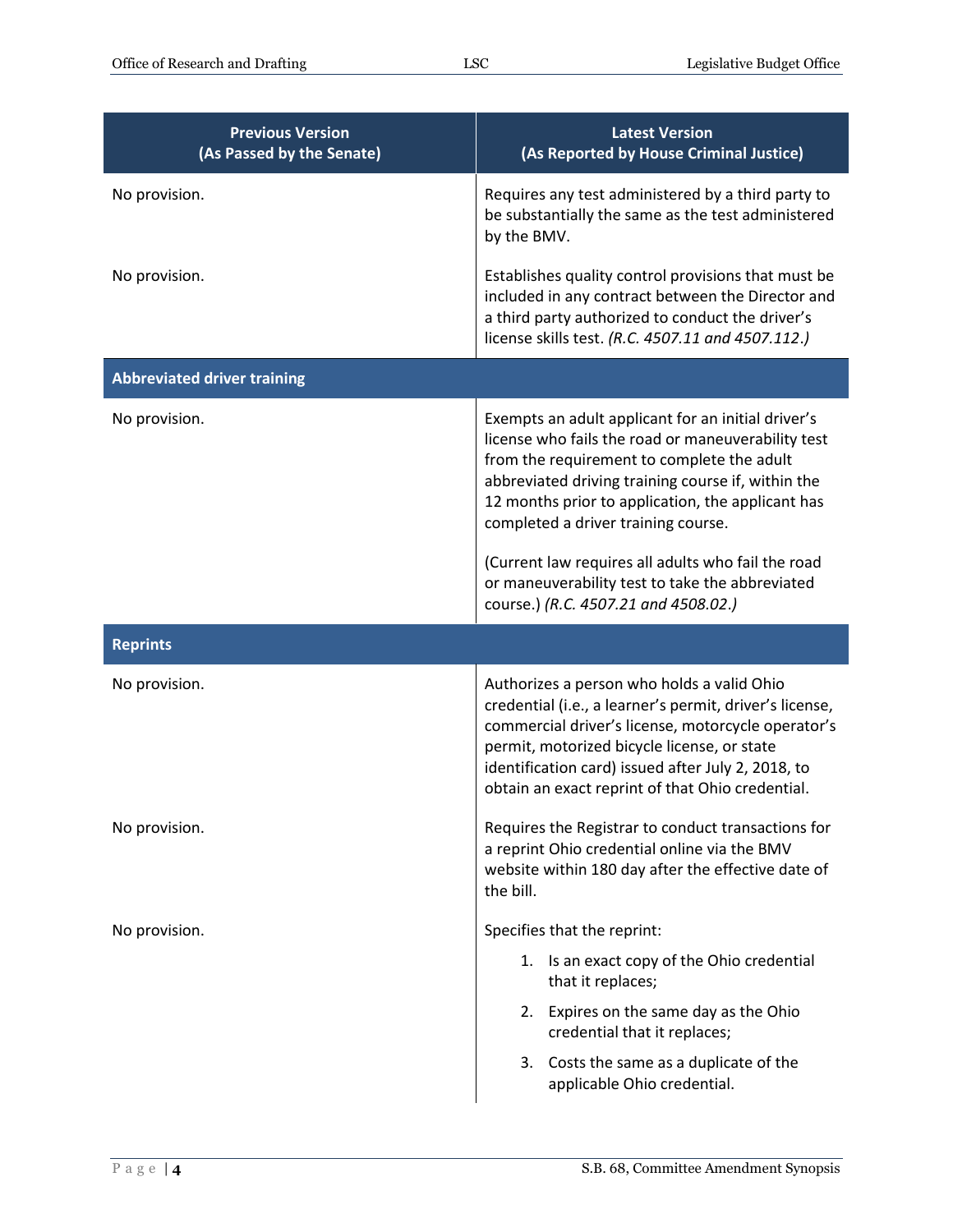| Previous Version (As Passed by the Senate) | Latest Version (As Reported by House Criminal Justice) |
|---|---|
| No provision. | Requires any test administered by a third party to be substantially the same as the test administered by the BMV. |
| No provision. | Establishes quality control provisions that must be included in any contract between the Director and a third party authorized to conduct the driver's license skills test. *(R.C. 4507.11 and 4507.112.)* |
| **Abbreviated driver training** | |
| No provision. | Exempts an adult applicant for an initial driver's license who fails the road or maneuverability test from the requirement to complete the adult abbreviated driving training course if, within the 12 months prior to application, the applicant has completed a driver training course.<br><br>(Current law requires all adults who fail the road or maneuverability test to take the abbreviated course.) *(R.C. 4507.21 and 4508.02.)* |
| **Reprints** | |
| No provision. | Authorizes a person who holds a valid Ohio credential (i.e., a learner's permit, driver's license, commercial driver's license, motorcycle operator's permit, motorized bicycle license, or state identification card) issued after July 2, 2018, to obtain an exact reprint of that Ohio credential. |
| No provision. | Requires the Registrar to conduct transactions for a reprint Ohio credential online via the BMV website within 180 day after the effective date of the bill. |
| No provision. | Specifies that the reprint:<br>1. Is an exact copy of the Ohio credential that it replaces;<br>2. Expires on the same day as the Ohio credential that it replaces;<br>3. Costs the same as a duplicate of the applicable Ohio credential. |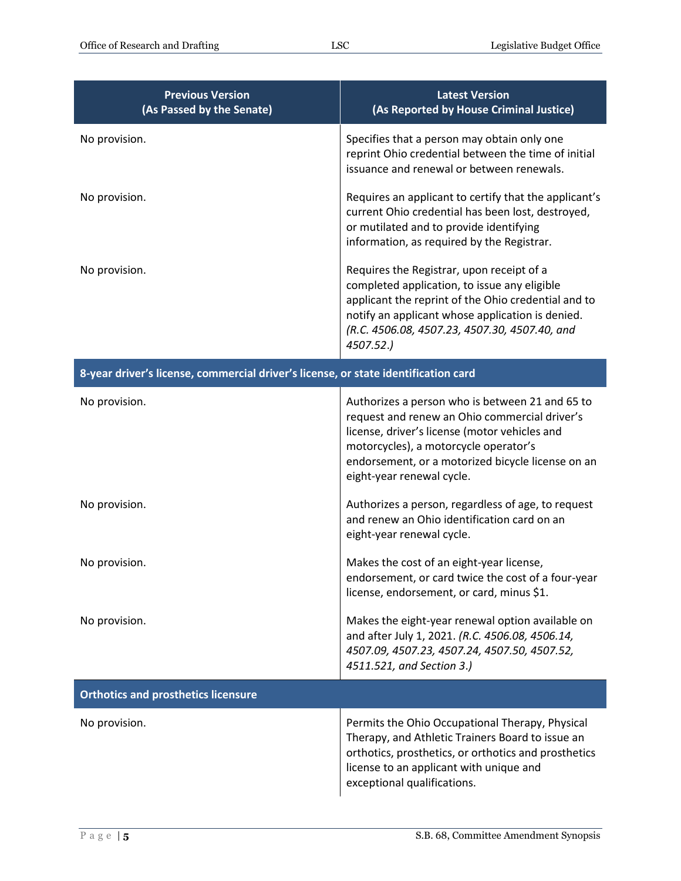| Previous Version (As Passed by the Senate) | Latest Version (As Reported by House Criminal Justice) |
|---|---|
| No provision. | Specifies that a person may obtain only one reprint Ohio credential between the time of initial issuance and renewal or between renewals. |
| No provision. | Requires an applicant to certify that the applicant's current Ohio credential has been lost, destroyed, or mutilated and to provide identifying information, as required by the Registrar. |
| No provision. | Requires the Registrar, upon receipt of a completed application, to issue any eligible applicant the reprint of the Ohio credential and to notify an applicant whose application is denied. *(R.C. 4506.08, 4507.23, 4507.30, 4507.40, and 4507.52.)* |
| **8-year driver's license, commercial driver's license, or state identification card** | |
| No provision. | Authorizes a person who is between 21 and 65 to request and renew an Ohio commercial driver's license, driver's license (motor vehicles and motorcycles), a motorcycle operator's endorsement, or a motorized bicycle license on an eight-year renewal cycle. |
| No provision. | Authorizes a person, regardless of age, to request and renew an Ohio identification card on an eight-year renewal cycle. |
| No provision. | Makes the cost of an eight-year license, endorsement, or card twice the cost of a four-year license, endorsement, or card, minus $1. |
| No provision. | Makes the eight-year renewal option available on and after July 1, 2021. *(R.C. 4506.08, 4506.14, 4507.09, 4507.23, 4507.24, 4507.50, 4507.52, 4511.521, and Section 3.)* |
| **Orthotics and prosthetics licensure** | |
| No provision. | Permits the Ohio Occupational Therapy, Physical Therapy, and Athletic Trainers Board to issue an orthotics, prosthetics, or orthotics and prosthetics license to an applicant with unique and exceptional qualifications. |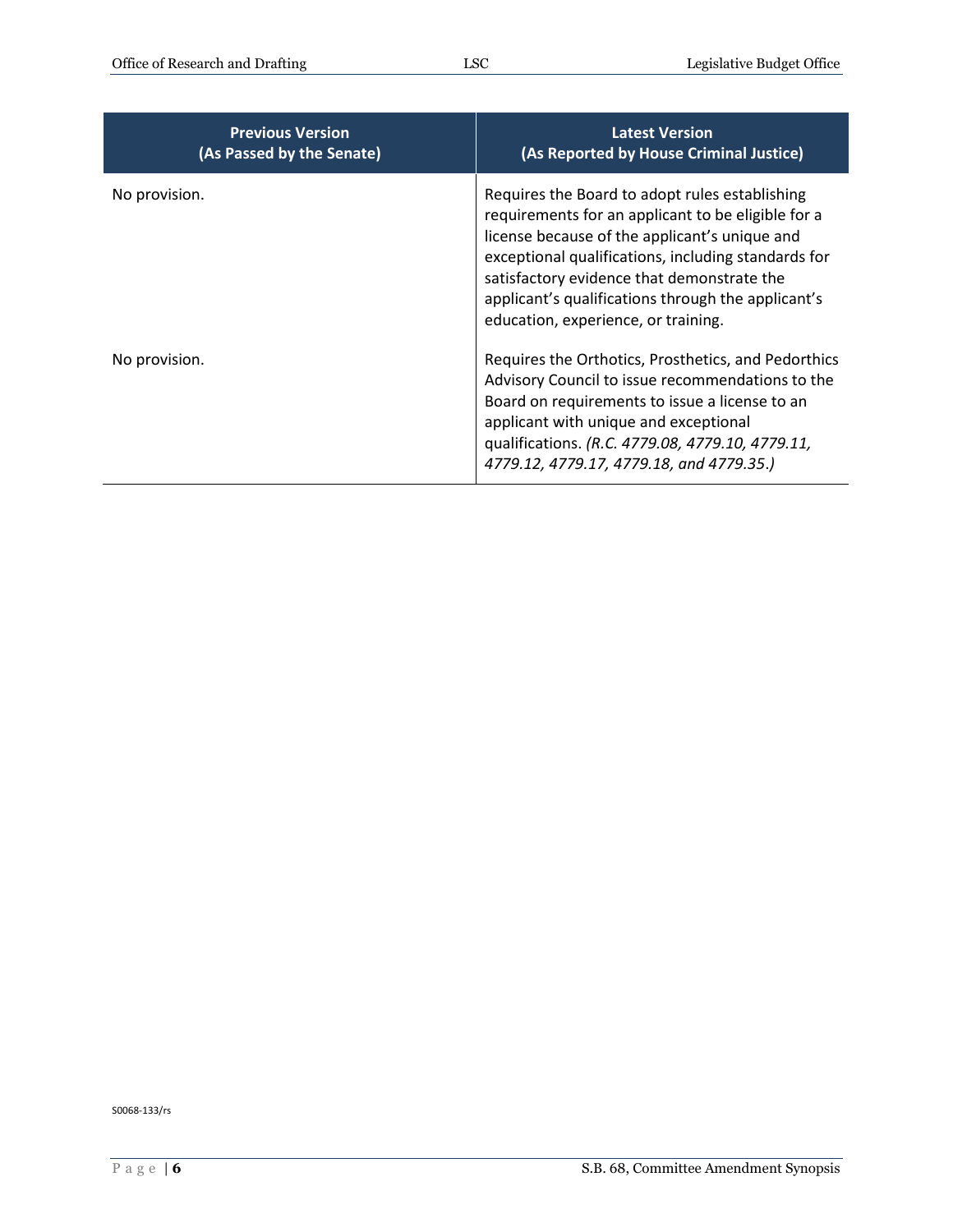| Previous Version (As Passed by the Senate) | Latest Version (As Reported by House Criminal Justice) |
| --- | --- |
| No provision. | Requires the Board to adopt rules establishing requirements for an applicant to be eligible for a license because of the applicant's unique and exceptional qualifications, including standards for satisfactory evidence that demonstrate the applicant's qualifications through the applicant's education, experience, or training. |
| No provision. | Requires the Orthotics, Prosthetics, and Pedorthics Advisory Council to issue recommendations to the Board on requirements to issue a license to an applicant with unique and exceptional qualifications. *(R.C. 4779.08, 4779.10, 4779.11, 4779.12, 4779.17, 4779.18, and 4779.35.)* |

S0068-133/rs